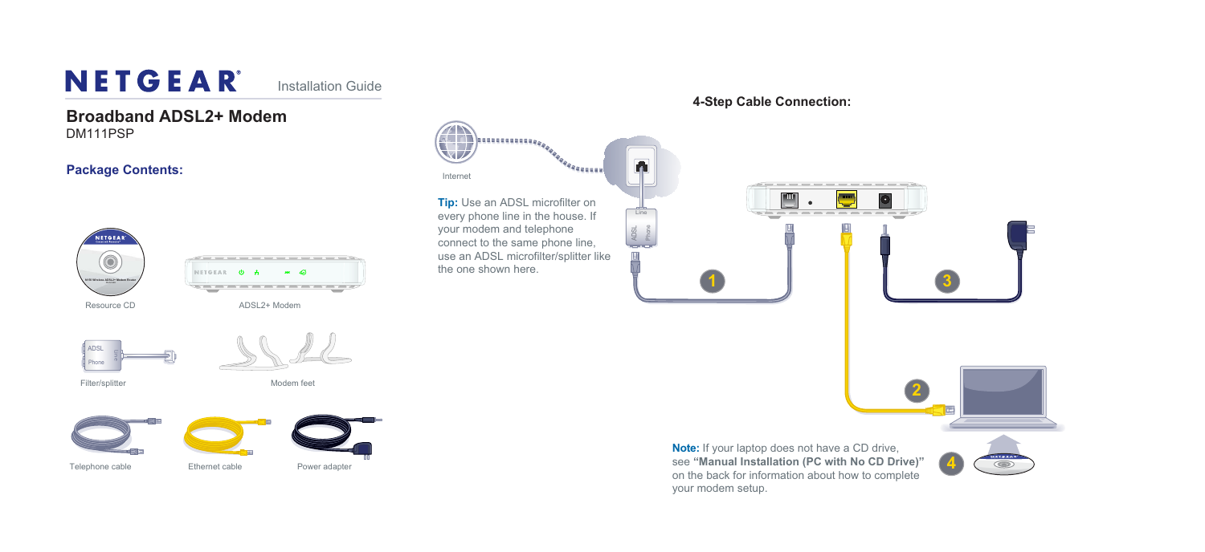# NETGEAR® Installation Guide

## Broadband ADSL2+ Modem

DM111PSP

### Package Contents:

- Resource CD
- ADSL2+ Modem
- Filter/splitter
- Modem feet
- Telephone cable
- Ethernet cable
- Power adapter

### 4-Step Cable Connection:

Internet

**Tip:** Use an ADSL microfilter on every phone line in the house. If your modem and telephone connect to the same phone line, use an ADSL microfilter/splitter like the one shown here.

**Note:** If your laptop does not have a CD drive, see **"Manual Installation (PC with No CD Drive)"** on the back for information about how to complete your modem setup.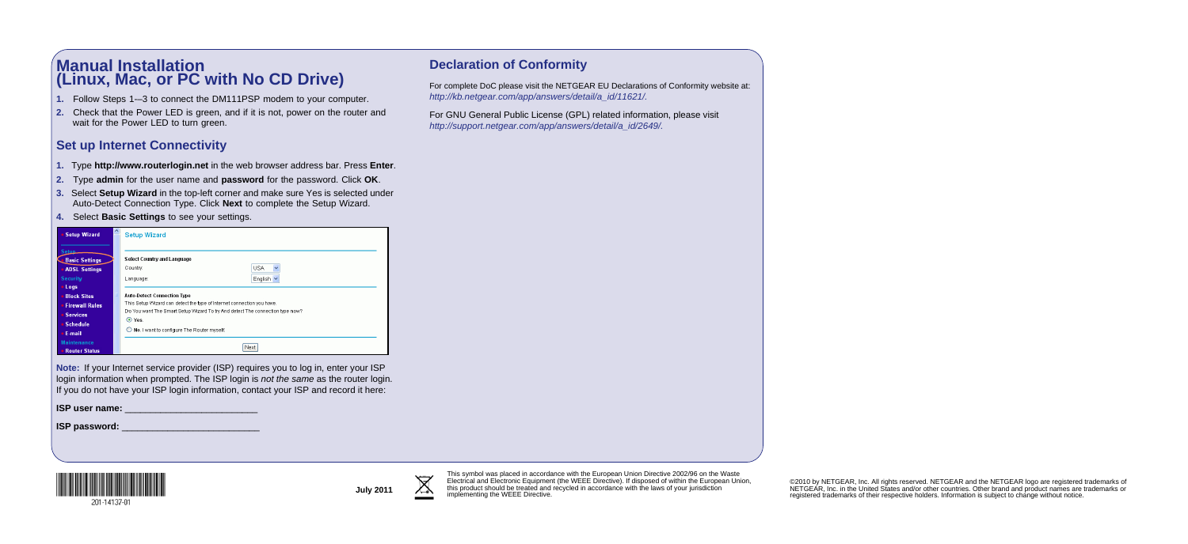# Manual Installation (Linux, Mac, or PC with No CD Drive)

1. Follow Steps 1–3 to connect the DM111PSP modem to your computer.
2. Check that the Power LED is green, and if it is not, power on the router and wait for the Power LED to turn green.

## Set up Internet Connectivity

1. Type **http://www.routerlogin.net** in the web browser address bar. Press **Enter**.
2. Type **admin** for the user name and **password** for the password. Click **OK**.
3. Select **Setup Wizard** in the top-left corner and make sure Yes is selected under Auto-Detect Connection Type. Click **Next** to complete the Setup Wizard.
4. Select **Basic Settings** to see your settings.

Setup Wizard
Setup
Basic Settings
ADSL Settings
Security
Logs
Block Sites
Firewall Rules
Services
Schedule
E-mail
Maintenance
Router Status

Setup Wizard
Select Country and Language
Country: USA
Language: English
Auto-Detect Connection Type
This Setup Wizard can detect the type of Internet connection you have.
Do You want The Smart Setup Wizard To try And detect The connection type now?
Yes.
No. I want to configure The Router myself.
Next

**Note:** If your Internet service provider (ISP) requires you to log in, enter your ISP login information when prompted. The ISP login is *not the same* as the router login. If you do not have your ISP login information, contact your ISP and record it here:

**ISP user name:** ________________________

**ISP password:** _________________________

## Declaration of Conformity

For complete DoC please visit the NETGEAR EU Declarations of Conformity website at: *http://kb.netgear.com/app/answers/detail/a_id/11621/*.

For GNU General Public License (GPL) related information, please visit *http://support.netgear.com/app/answers/detail/a_id/2649/*.

201-14137-01

**July 2011**

This symbol was placed in accordance with the European Union Directive 2002/96 on the Waste Electrical and Electronic Equipment (the WEEE Directive). If disposed of within the European Union, this product should be treated and recycled in accordance with the laws of your jurisdiction implementing the WEEE Directive.

©2010 by NETGEAR, Inc. All rights reserved. NETGEAR and the NETGEAR logo are registered trademarks of NETGEAR, Inc. in the United States and/or other countries. Other brand and product names are trademarks or registered trademarks of their respective holders. Information is subject to change without notice.